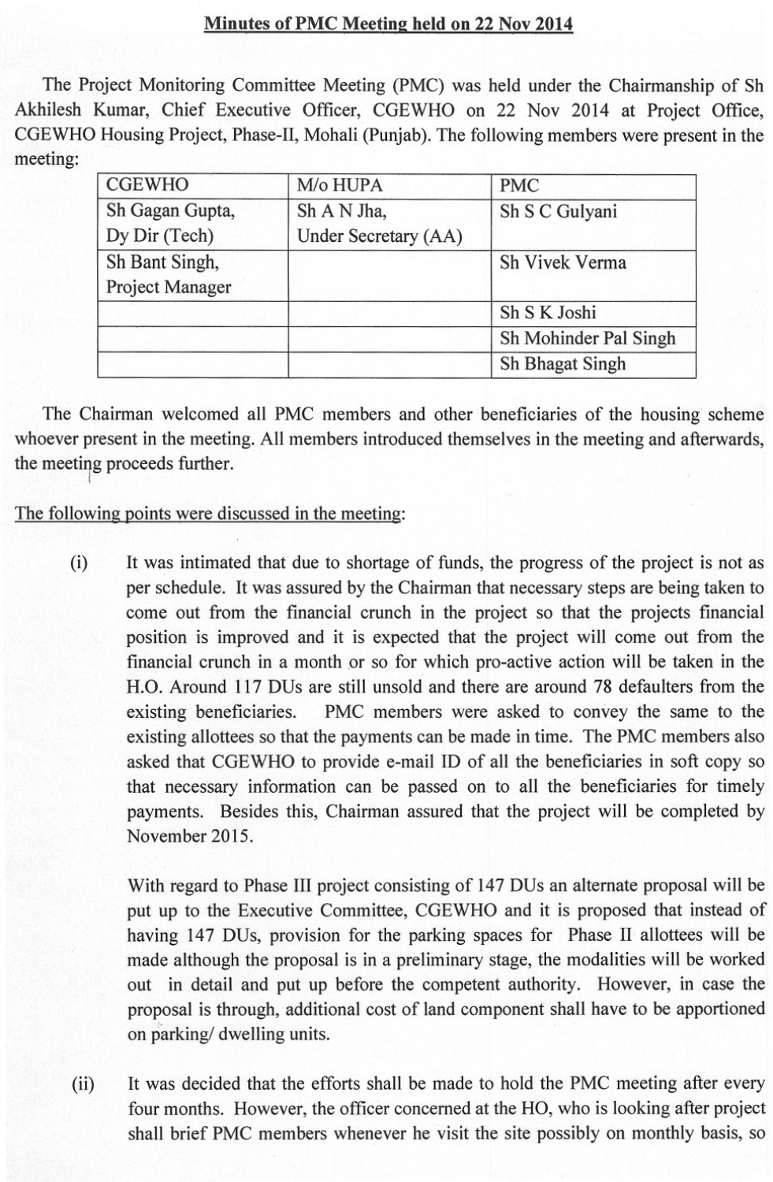## Minutes of PMC Meeting held on 22 Nov 2014

The Project Monitoring Committee Meeting (PMC) was held under the Chairmanship of Sh Akhilesh Kumar, Chief Executive Officer, CGEWHO on 22 Nov 2014 at Project Office, CGEWHO Housing Project, Phase-II, Mohali (Punjab). The following members were present in the meeting:

| CGEWHO | M/o HUPA | PMC |
|---|---|---|
| Sh Gagan Gupta, Dy Dir (Tech) | Sh A N Jha, Under Secretary (AA) | Sh S C Gulyani |
| Sh Bant Singh, Project Manager | | Sh Vivek Verma |
| | | Sh S K Joshi |
| | | Sh Mohinder Pal Singh |
| | | Sh Bhagat Singh |

The Chairman welcomed all PMC members and other beneficiaries of the housing scheme whoever present in the meeting. All members introduced themselves in the meeting and afterwards, the meeting proceeds further.

The following points were discussed in the meeting:

(i) It was intimated that due to shortage of funds, the progress of the project is not as per schedule. It was assured by the Chairman that necessary steps are being taken to come out from the financial crunch in the project so that the projects financial position is improved and it is expected that the project will come out from the financial crunch in a month or so for which pro-active action will be taken in the H.O. Around 117 DUs are still unsold and there are around 78 defaulters from the existing beneficiaries. PMC members were asked to convey the same to the existing allottees so that the payments can be made in time. The PMC members also asked that CGEWHO to provide e-mail ID of all the beneficiaries in soft copy so that necessary information can be passed on to all the beneficiaries for timely payments. Besides this, Chairman assured that the project will be completed by November 2015.

With regard to Phase III project consisting of 147 DUs an alternate proposal will be put up to the Executive Committee, CGEWHO and it is proposed that instead of having 147 DUs, provision for the parking spaces for Phase II allottees will be made although the proposal is in a preliminary stage, the modalities will be worked out in detail and put up before the competent authority. However, in case the proposal is through, additional cost of land component shall have to be apportioned on parking/ dwelling units.

(ii) It was decided that the efforts shall be made to hold the PMC meeting after every four months. However, the officer concerned at the HO, who is looking after project shall brief PMC members whenever he visit the site possibly on monthly basis, so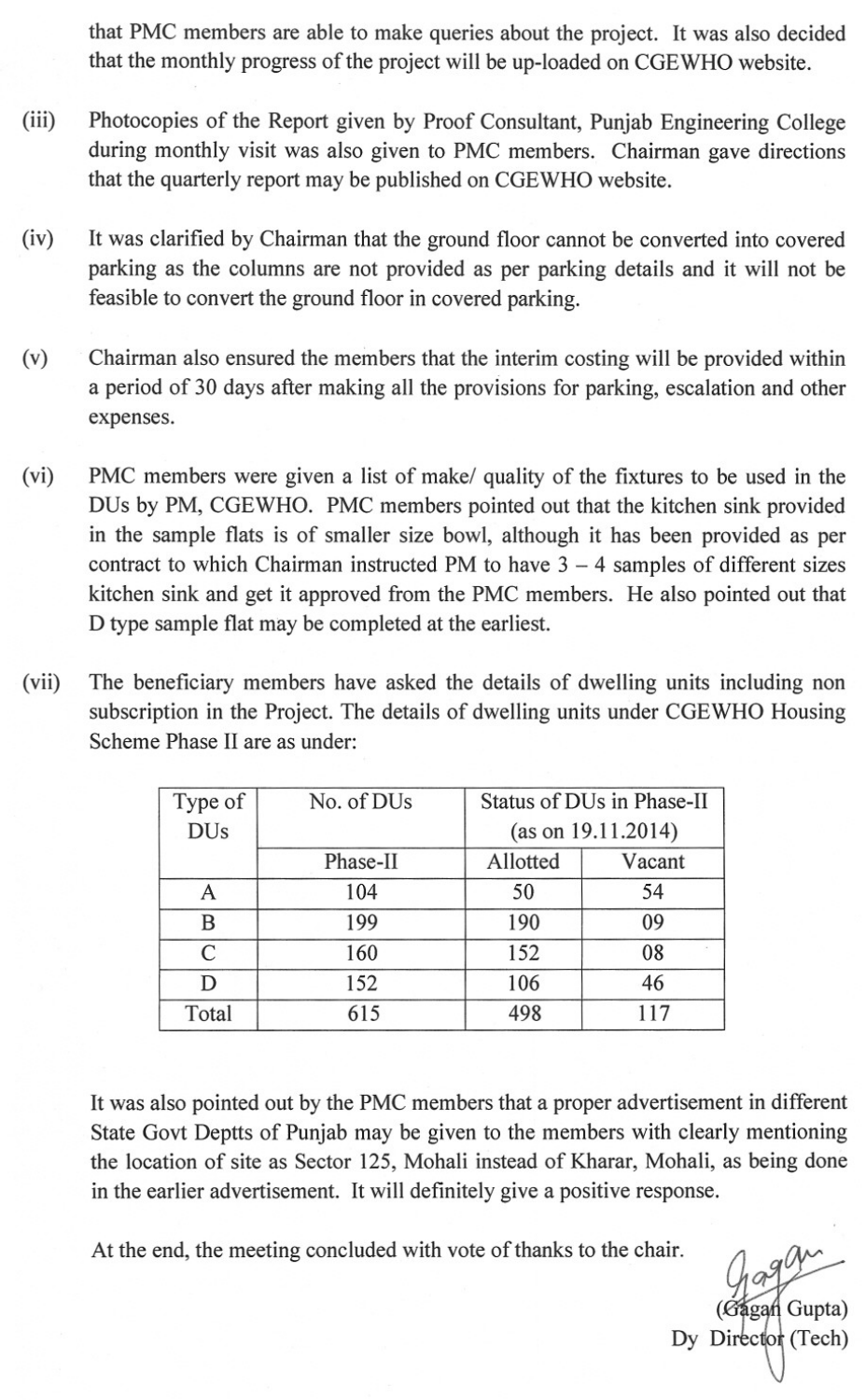that PMC members are able to make queries about the project. It was also decided that the monthly progress of the project will be up-loaded on CGEWHO website.

(iii) Photocopies of the Report given by Proof Consultant, Punjab Engineering College during monthly visit was also given to PMC members. Chairman gave directions that the quarterly report may be published on CGEWHO website.

(iv) It was clarified by Chairman that the ground floor cannot be converted into covered parking as the columns are not provided as per parking details and it will not be feasible to convert the ground floor in covered parking.

(v) Chairman also ensured the members that the interim costing will be provided within a period of 30 days after making all the provisions for parking, escalation and other expenses.

(vi) PMC members were given a list of make/ quality of the fixtures to be used in the DUs by PM, CGEWHO. PMC members pointed out that the kitchen sink provided in the sample flats is of smaller size bowl, although it has been provided as per contract to which Chairman instructed PM to have 3 – 4 samples of different sizes kitchen sink and get it approved from the PMC members. He also pointed out that D type sample flat may be completed at the earliest.

(vii) The beneficiary members have asked the details of dwelling units including non subscription in the Project. The details of dwelling units under CGEWHO Housing Scheme Phase II are as under:

| Type of DUs | No. of DUs | Status of DUs in Phase-II (as on 19.11.2014) | |
|---|---|---|---|
| | Phase-II | Allotted | Vacant |
| A | 104 | 50 | 54 |
| B | 199 | 190 | 09 |
| C | 160 | 152 | 08 |
| D | 152 | 106 | 46 |
| Total | 615 | 498 | 117 |

It was also pointed out by the PMC members that a proper advertisement in different State Govt Deptts of Punjab may be given to the members with clearly mentioning the location of site as Sector 125, Mohali instead of Kharar, Mohali, as being done in the earlier advertisement. It will definitely give a positive response.

At the end, the meeting concluded with vote of thanks to the chair.

(Gagan Gupta)
Dy Director (Tech)